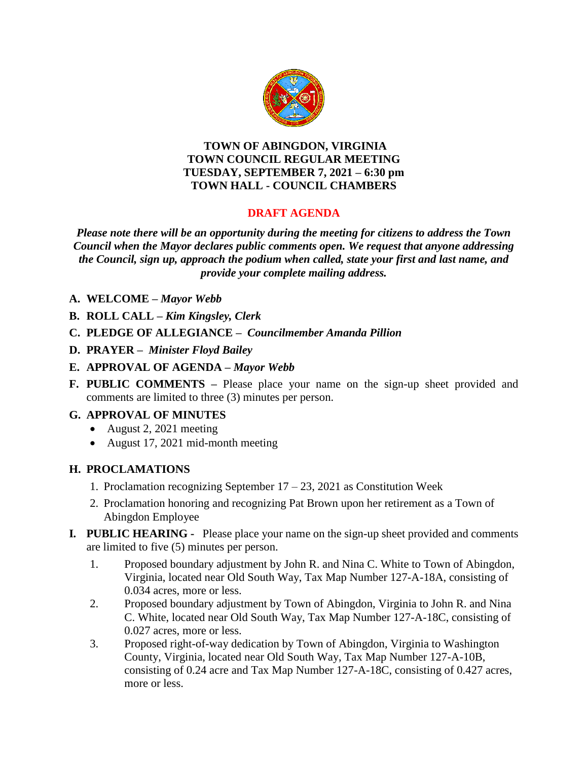# TOWN OF ABINGDON, VIRGINIA
# TOWN COUNCIL REGULAR MEETING
# TUESDAY, SEPTEMBER 7, 2021 – 6:30 pm
# TOWN HALL - COUNCIL CHAMBERS

## DRAFT AGENDA

***Please note there will be an opportunity during the meeting for citizens to address the Town Council when the Mayor declares public comments open. We request that anyone addressing the Council, sign up, approach the podium when called, state your first and last name, and provide your complete mailing address.***

**A. WELCOME –** ***Mayor Webb***

**B. ROLL CALL –** ***Kim Kingsley, Clerk***

**C. PLEDGE OF ALLEGIANCE –** ***Councilmember Amanda Pillion***

**D. PRAYER –** ***Minister Floyd Bailey***

**E. APPROVAL OF AGENDA –** ***Mayor Webb***

**F. PUBLIC COMMENTS –** Please place your name on the sign-up sheet provided and comments are limited to three (3) minutes per person.

**G. APPROVAL OF MINUTES**

- August 2, 2021 meeting
- August 17, 2021 mid-month meeting

**H. PROCLAMATIONS**

1. Proclamation recognizing September 17 – 23, 2021 as Constitution Week
2. Proclamation honoring and recognizing Pat Brown upon her retirement as a Town of Abingdon Employee

**I. PUBLIC HEARING -** Please place your name on the sign-up sheet provided and comments are limited to five (5) minutes per person.

1. Proposed boundary adjustment by John R. and Nina C. White to Town of Abingdon, Virginia, located near Old South Way, Tax Map Number 127-A-18A, consisting of 0.034 acres, more or less.
2. Proposed boundary adjustment by Town of Abingdon, Virginia to John R. and Nina C. White, located near Old South Way, Tax Map Number 127-A-18C, consisting of 0.027 acres, more or less.
3. Proposed right-of-way dedication by Town of Abingdon, Virginia to Washington County, Virginia, located near Old South Way, Tax Map Number 127-A-10B, consisting of 0.24 acre and Tax Map Number 127-A-18C, consisting of 0.427 acres, more or less.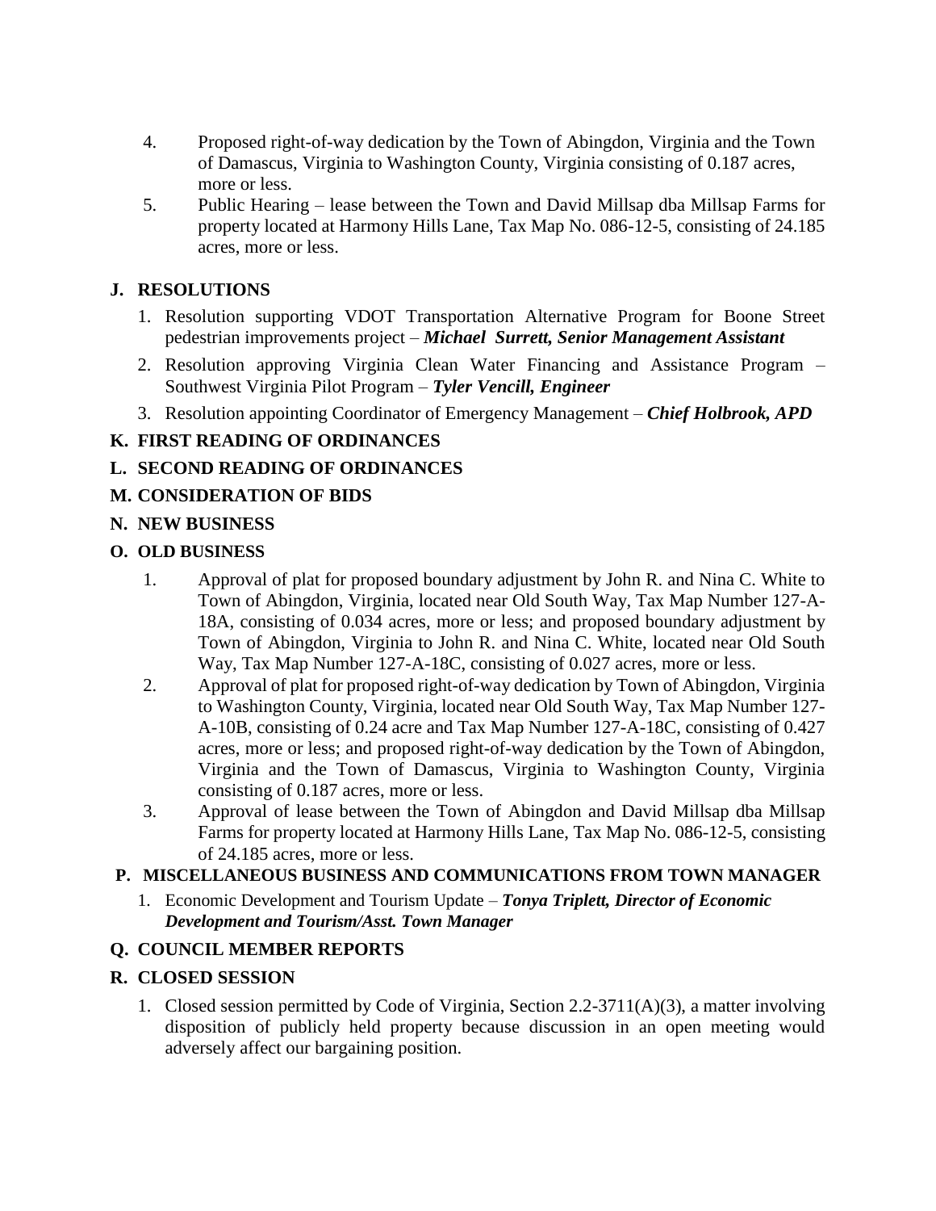4. Proposed right-of-way dedication by the Town of Abingdon, Virginia and the Town of Damascus, Virginia to Washington County, Virginia consisting of 0.187 acres, more or less.
5. Public Hearing – lease between the Town and David Millsap dba Millsap Farms for property located at Harmony Hills Lane, Tax Map No. 086-12-5, consisting of 24.185 acres, more or less.

## J. RESOLUTIONS

1. Resolution supporting VDOT Transportation Alternative Program for Boone Street pedestrian improvements project – ***Michael Surrett, Senior Management Assistant***
2. Resolution approving Virginia Clean Water Financing and Assistance Program – Southwest Virginia Pilot Program – ***Tyler Vencill, Engineer***
3. Resolution appointing Coordinator of Emergency Management – ***Chief Holbrook, APD***

## K. FIRST READING OF ORDINANCES

## L. SECOND READING OF ORDINANCES

## M. CONSIDERATION OF BIDS

## N. NEW BUSINESS

## O. OLD BUSINESS

1. Approval of plat for proposed boundary adjustment by John R. and Nina C. White to Town of Abingdon, Virginia, located near Old South Way, Tax Map Number 127-A-18A, consisting of 0.034 acres, more or less; and proposed boundary adjustment by Town of Abingdon, Virginia to John R. and Nina C. White, located near Old South Way, Tax Map Number 127-A-18C, consisting of 0.027 acres, more or less.
2. Approval of plat for proposed right-of-way dedication by Town of Abingdon, Virginia to Washington County, Virginia, located near Old South Way, Tax Map Number 127-A-10B, consisting of 0.24 acre and Tax Map Number 127-A-18C, consisting of 0.427 acres, more or less; and proposed right-of-way dedication by the Town of Abingdon, Virginia and the Town of Damascus, Virginia to Washington County, Virginia consisting of 0.187 acres, more or less.
3. Approval of lease between the Town of Abingdon and David Millsap dba Millsap Farms for property located at Harmony Hills Lane, Tax Map No. 086-12-5, consisting of 24.185 acres, more or less.

## P. MISCELLANEOUS BUSINESS AND COMMUNICATIONS FROM TOWN MANAGER

1. Economic Development and Tourism Update – ***Tonya Triplett, Director of Economic Development and Tourism/Asst. Town Manager***

## Q. COUNCIL MEMBER REPORTS

## R. CLOSED SESSION

1. Closed session permitted by Code of Virginia, Section 2.2-3711(A)(3), a matter involving disposition of publicly held property because discussion in an open meeting would adversely affect our bargaining position.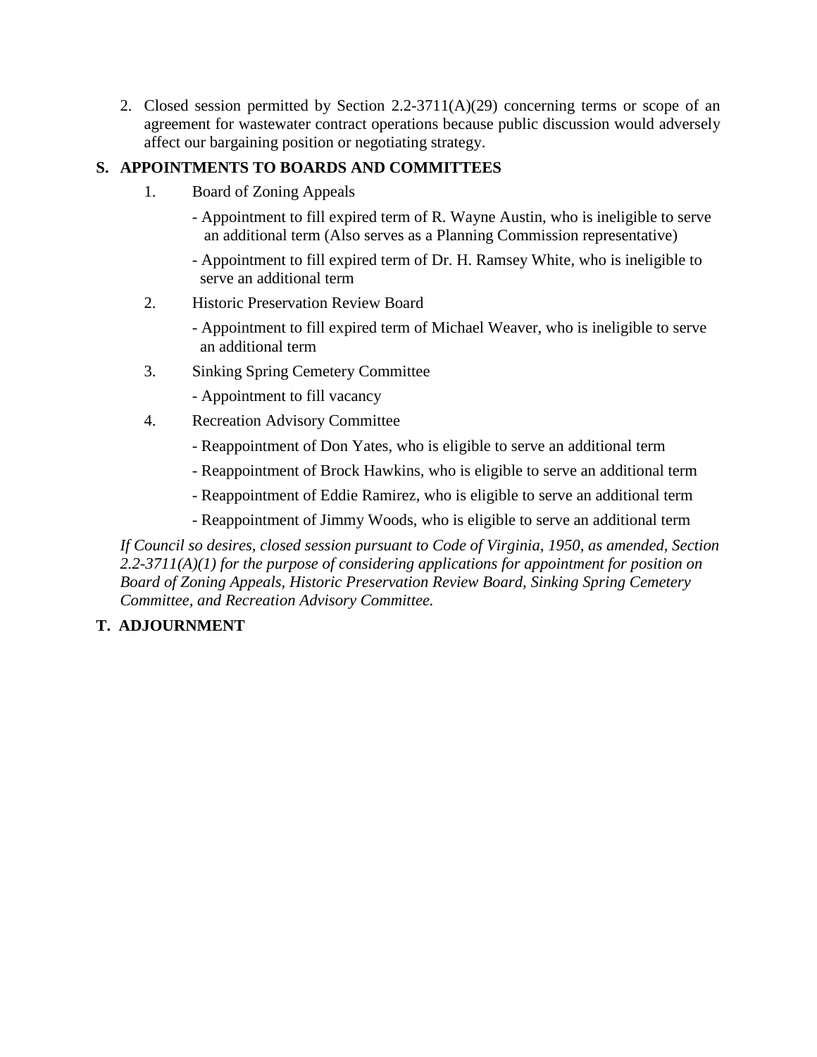2. Closed session permitted by Section 2.2-3711(A)(29) concerning terms or scope of an agreement for wastewater contract operations because public discussion would adversely affect our bargaining position or negotiating strategy.

## S. APPOINTMENTS TO BOARDS AND COMMITTEES

1. Board of Zoning Appeals

   - Appointment to fill expired term of R. Wayne Austin, who is ineligible to serve an additional term (Also serves as a Planning Commission representative)

   - Appointment to fill expired term of Dr. H. Ramsey White, who is ineligible to serve an additional term

2. Historic Preservation Review Board

   - Appointment to fill expired term of Michael Weaver, who is ineligible to serve an additional term

3. Sinking Spring Cemetery Committee

   - Appointment to fill vacancy

4. Recreation Advisory Committee

   - Reappointment of Don Yates, who is eligible to serve an additional term

   - Reappointment of Brock Hawkins, who is eligible to serve an additional term

   - Reappointment of Eddie Ramirez, who is eligible to serve an additional term

   - Reappointment of Jimmy Woods, who is eligible to serve an additional term

*If Council so desires, closed session pursuant to Code of Virginia, 1950, as amended, Section 2.2-3711(A)(1) for the purpose of considering applications for appointment for position on Board of Zoning Appeals, Historic Preservation Review Board, Sinking Spring Cemetery Committee, and Recreation Advisory Committee.*

## T. ADJOURNMENT